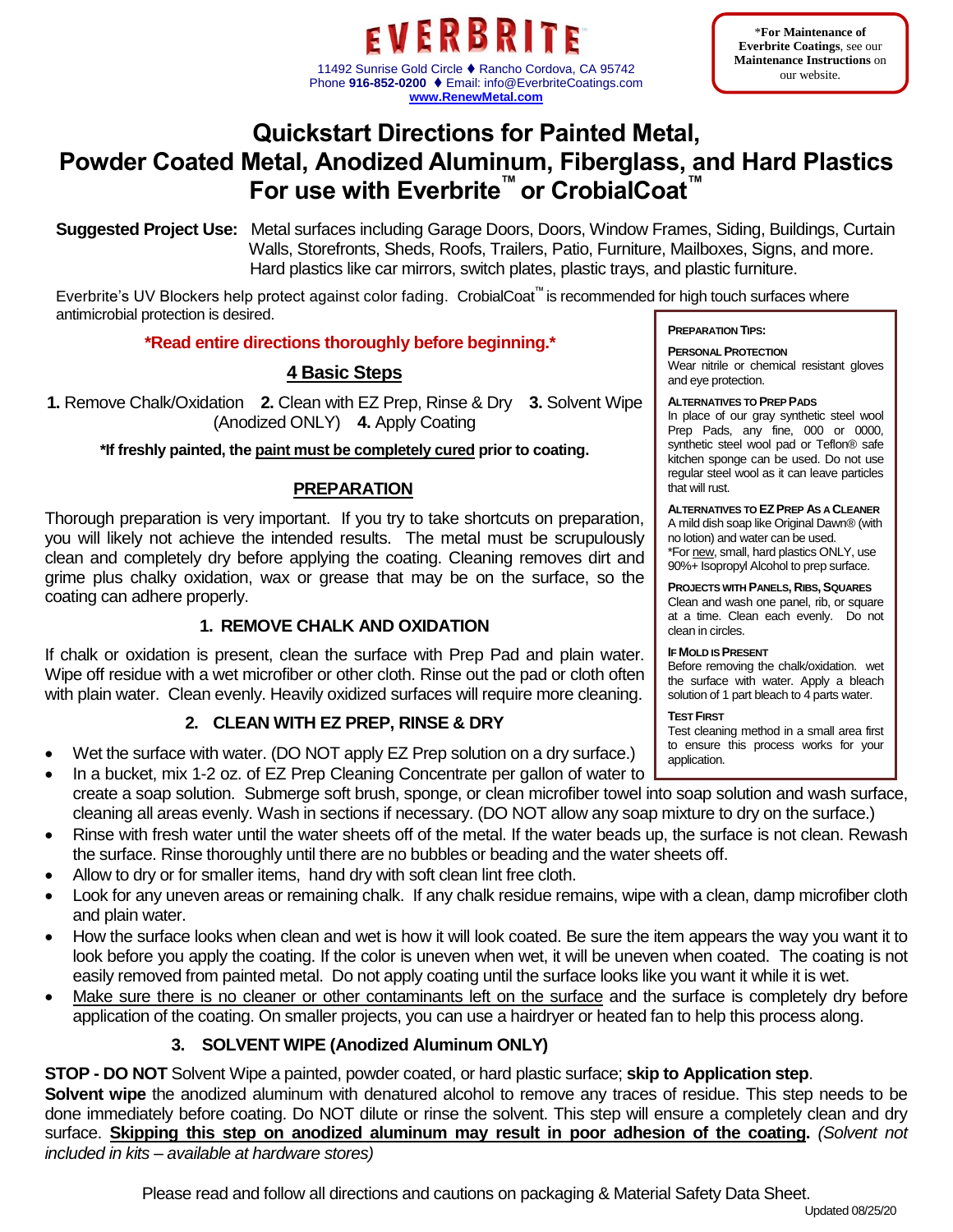# EVERBRITE™

11492 Sunrise Gold Circle ♦ Rancho Cordova, CA 95742
Phone **916-852-0200** ♦ Email: info@EverbriteCoatings.com
**www.RenewMetal.com**

*For Maintenance of Everbrite Coatings*, see our **Maintenance Instructions** on our website.

# Quickstart Directions for Painted Metal, Powder Coated Metal, Anodized Aluminum, Fiberglass, and Hard Plastics For use with Everbrite™ or CrobialCoat™

**Suggested Project Use:** Metal surfaces including Garage Doors, Doors, Window Frames, Siding, Buildings, Curtain Walls, Storefronts, Sheds, Roofs, Trailers, Patio, Furniture, Mailboxes, Signs, and more. Hard plastics like car mirrors, switch plates, plastic trays, and plastic furniture.

Everbrite's UV Blockers help protect against color fading. CrobialCoat™ is recommended for high touch surfaces where antimicrobial protection is desired.

**\*Read entire directions thoroughly before beginning.\***

## 4 Basic Steps

**1.** Remove Chalk/Oxidation **2.** Clean with EZ Prep, Rinse & Dry **3.** Solvent Wipe (Anodized ONLY) **4.** Apply Coating

**\*If freshly painted, the paint must be completely cured prior to coating.**

## PREPARATION

Thorough preparation is very important. If you try to take shortcuts on preparation, you will likely not achieve the intended results. The metal must be scrupulously clean and completely dry before applying the coating. Cleaning removes dirt and grime plus chalky oxidation, wax or grease that may be on the surface, so the coating can adhere properly.

### 1. REMOVE CHALK AND OXIDATION

If chalk or oxidation is present, clean the surface with Prep Pad and plain water. Wipe off residue with a wet microfiber or other cloth. Rinse out the pad or cloth often with plain water. Clean evenly. Heavily oxidized surfaces will require more cleaning.

### 2. CLEAN WITH EZ PREP, RINSE & DRY

- Wet the surface with water. (DO NOT apply EZ Prep solution on a dry surface.)
- In a bucket, mix 1-2 oz. of EZ Prep Cleaning Concentrate per gallon of water to create a soap solution. Submerge soft brush, sponge, or clean microfiber towel into soap solution and wash surface, cleaning all areas evenly. Wash in sections if necessary. (DO NOT allow any soap mixture to dry on the surface.)
- Rinse with fresh water until the water sheets off of the metal. If the water beads up, the surface is not clean. Rewash the surface. Rinse thoroughly until there are no bubbles or beading and the water sheets off.
- Allow to dry or for smaller items, hand dry with soft clean lint free cloth.
- Look for any uneven areas or remaining chalk. If any chalk residue remains, wipe with a clean, damp microfiber cloth and plain water.
- How the surface looks when clean and wet is how it will look coated. Be sure the item appears the way you want it to look before you apply the coating. If the color is uneven when wet, it will be uneven when coated. The coating is not easily removed from painted metal. Do not apply coating until the surface looks like you want it while it is wet.
- Make sure there is no cleaner or other contaminants left on the surface and the surface is completely dry before application of the coating. On smaller projects, you can use a hairdryer or heated fan to help this process along.

### 3. SOLVENT WIPE (Anodized Aluminum ONLY)

**STOP - DO NOT** Solvent Wipe a painted, powder coated, or hard plastic surface; **skip to Application step**.

**Solvent wipe** the anodized aluminum with denatured alcohol to remove any traces of residue. This step needs to be done immediately before coating. Do NOT dilute or rinse the solvent. This step will ensure a completely clean and dry surface. **Skipping this step on anodized aluminum may result in poor adhesion of the coating.** *(Solvent not included in kits – available at hardware stores)*

---

**PREPARATION TIPS:**

**PERSONAL PROTECTION**
Wear nitrile or chemical resistant gloves and eye protection.

**ALTERNATIVES TO PREP PADS**
In place of our gray synthetic steel wool Prep Pads, any fine, 000 or 0000, synthetic steel wool pad or Teflon® safe kitchen sponge can be used. Do not use regular steel wool as it can leave particles that will rust.

**ALTERNATIVES TO EZ PREP AS A CLEANER**
A mild dish soap like Original Dawn® (with no lotion) and water can be used.
*For new, small, hard plastics ONLY, use 90%+ Isopropyl Alcohol to prep surface.

**PROJECTS WITH PANELS, RIBS, SQUARES**
Clean and wash one panel, rib, or square at a time. Clean each evenly. Do not clean in circles.

**IF MOLD IS PRESENT**
Before removing the chalk/oxidation. wet the surface with water. Apply a bleach solution of 1 part bleach to 4 parts water.

**TEST FIRST**
Test cleaning method in a small area first to ensure this process works for your application.

---

Please read and follow all directions and cautions on packaging & Material Safety Data Sheet.

Updated 08/25/20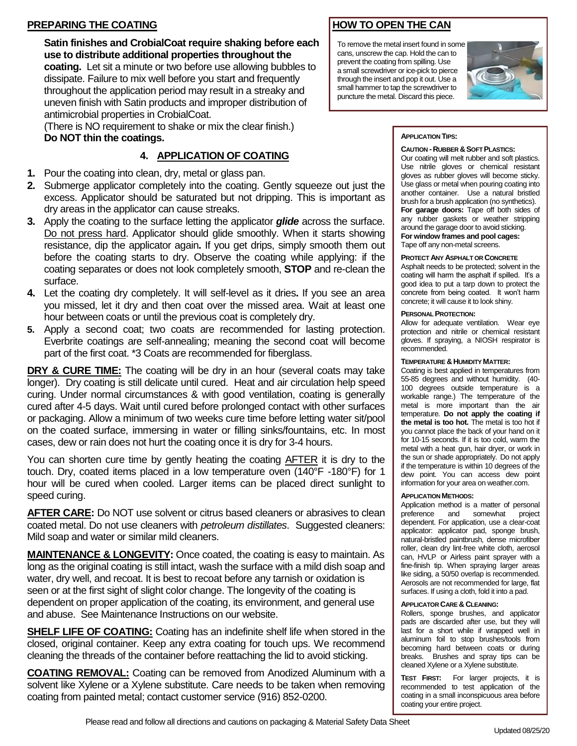## PREPARING THE COATING

**Satin finishes and CrobialCoat require shaking before each use to distribute additional properties throughout the coating.** Let sit a minute or two before use allowing bubbles to dissipate. Failure to mix well before you start and frequently throughout the application period may result in a streaky and uneven finish with Satin products and improper distribution of antimicrobial properties in CrobialCoat.
(There is NO requirement to shake or mix the clear finish.)
**Do NOT thin the coatings.**

## 4. APPLICATION OF COATING

1. Pour the coating into clean, dry, metal or glass pan.
2. Submerge applicator completely into the coating. Gently squeeze out just the excess. Applicator should be saturated but not dripping. This is important as dry areas in the applicator can cause streaks.
3. Apply the coating to the surface letting the applicator ***glide*** across the surface. Do not press hard. Applicator should glide smoothly. When it starts showing resistance, dip the applicator again**.** If you get drips, simply smooth them out before the coating starts to dry. Observe the coating while applying: if the coating separates or does not look completely smooth, **STOP** and re-clean the surface.
4. Let the coating dry completely. It will self-level as it dries**.** If you see an area you missed, let it dry and then coat over the missed area. Wait at least one hour between coats or until the previous coat is completely dry.
5. Apply a second coat; two coats are recommended for lasting protection. Everbrite coatings are self-annealing; meaning the second coat will become part of the first coat. *3 Coats are recommended for fiberglass.

**DRY & CURE TIME:** The coating will be dry in an hour (several coats may take longer). Dry coating is still delicate until cured. Heat and air circulation help speed curing. Under normal circumstances & with good ventilation, coating is generally cured after 4-5 days. Wait until cured before prolonged contact with other surfaces or packaging. Allow a minimum of two weeks cure time before letting water sit/pool on the coated surface, immersing in water or filling sinks/fountains, etc. In most cases, dew or rain does not hurt the coating once it is dry for 3-4 hours.

You can shorten cure time by gently heating the coating AFTER it is dry to the touch. Dry, coated items placed in a low temperature oven (140°F -180°F) for 1 hour will be cured when cooled. Larger items can be placed direct sunlight to speed curing.

**AFTER CARE:** Do NOT use solvent or citrus based cleaners or abrasives to clean coated metal. Do not use cleaners with *petroleum distillates*. Suggested cleaners: Mild soap and water or similar mild cleaners.

**MAINTENANCE & LONGEVITY:** Once coated, the coating is easy to maintain. As long as the original coating is still intact, wash the surface with a mild dish soap and water, dry well, and recoat. It is best to recoat before any tarnish or oxidation is seen or at the first sight of slight color change. The longevity of the coating is dependent on proper application of the coating, its environment, and general use and abuse. See Maintenance Instructions on our website.

**SHELF LIFE OF COATING:** Coating has an indefinite shelf life when stored in the closed, original container. Keep any extra coating for touch ups. We recommend cleaning the threads of the container before reattaching the lid to avoid sticking.

**COATING REMOVAL:** Coating can be removed from Anodized Aluminum with a solvent like Xylene or a Xylene substitute. Care needs to be taken when removing coating from painted metal; contact customer service (916) 852-0200.

## HOW TO OPEN THE CAN

To remove the metal insert found in some cans, unscrew the cap. Hold the can to prevent the coating from spilling. Use a small screwdriver or ice-pick to pierce through the insert and pop it out. Use a small hammer to tap the screwdriver to puncture the metal. Discard this piece.

### APPLICATION TIPS:

**CAUTION - RUBBER & SOFT PLASTICS:**
Our coating will melt rubber and soft plastics. Use nitrile gloves or chemical resistant gloves as rubber gloves will become sticky. Use glass or metal when pouring coating into another container. Use a natural bristled brush for a brush application (no synthetics).
**For garage doors:** Tape off both sides of any rubber gaskets or weather stripping around the garage door to avoid sticking.
**For window frames and pool cages:** Tape off any non-metal screens.

**PROTECT ANY ASPHALT OR CONCRETE**
Asphalt needs to be protected; solvent in the coating will harm the asphalt if spilled. It's a good idea to put a tarp down to protect the concrete from being coated. It won't harm concrete; it will cause it to look shiny.

**PERSONAL PROTECTION:**
Allow for adequate ventilation. Wear eye protection and nitrile or chemical resistant gloves. If spraying, a NIOSH respirator is recommended.

**TEMPERATURE & HUMIDITY MATTER:**
Coating is best applied in temperatures from 55-85 degrees and without humidity. (40-100 degrees outside temperature is a workable range.) The temperature of the metal is more important than the air temperature. **Do not apply the coating if the metal is too hot.** The metal is too hot if you cannot place the back of your hand on it for 10-15 seconds. If it is too cold, warm the metal with a heat gun, hair dryer, or work in the sun or shade appropriately. Do not apply if the temperature is within 10 degrees of the dew point. You can access dew point information for your area on weather.com.

**APPLICATION METHODS:**
Application method is a matter of personal preference and somewhat project dependent. For application, use a clear-coat applicator: applicator pad, sponge brush, natural-bristled paintbrush, dense microfiber roller, clean dry lint-free white cloth, aerosol can, HVLP or Airless paint sprayer with a fine-finish tip. When spraying larger areas like siding, a 50/50 overlap is recommended. Aerosols are not recommended for large, flat surfaces. If using a cloth, fold it into a pad.

**APPLICATOR CARE & CLEANING:**
Rollers, sponge brushes, and applicator pads are discarded after use, but they will last for a short while if wrapped well in aluminum foil to stop brushes/tools from becoming hard between coats or during breaks. Brushes and spray tips can be cleaned Xylene or a Xylene substitute.

**TEST FIRST:** For larger projects, it is recommended to test application of the coating in a small inconspicuous area before coating your entire project.

Please read and follow all directions and cautions on packaging & Material Safety Data Sheet

Updated 08/25/20